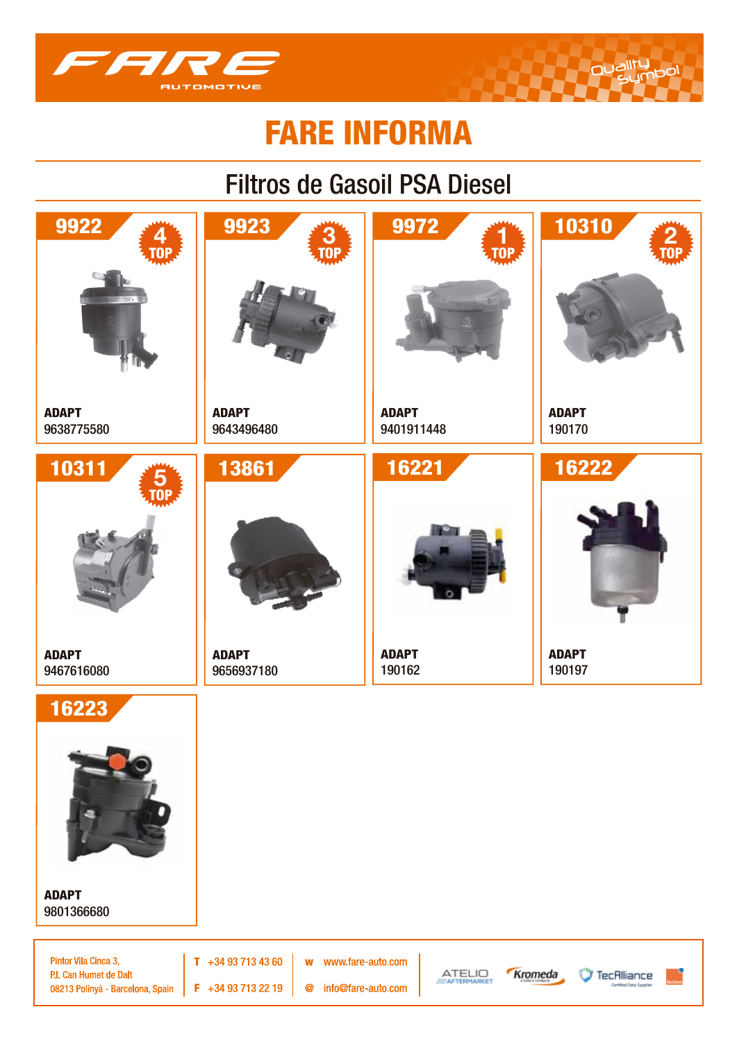# FARE INFORMA

## Filtros de Gasoil PSA Diesel

| Ref. | TOP | ADAPT |
|---|---|---|
| 9922 | 4 TOP | 9638775580 |
| 9923 | 3 TOP | 9643496480 |
| 9972 | 1 TOP | 9401911448 |
| 10310 | 2 TOP | 190170 |
| 10311 | 5 TOP | 9467616080 |
| 13861 | | 9656937180 |
| 16221 | | 190162 |
| 16222 | | 190197 |
| 16223 | | 9801366680 |

Pintor Vila Cinca 3,
P.I. Can Humet de Dalt
08213 Polinyà - Barcelona, Spain

T +34 93 713 43 60
F +34 93 713 22 19

w www.fare-auto.com
@ info@fare-auto.com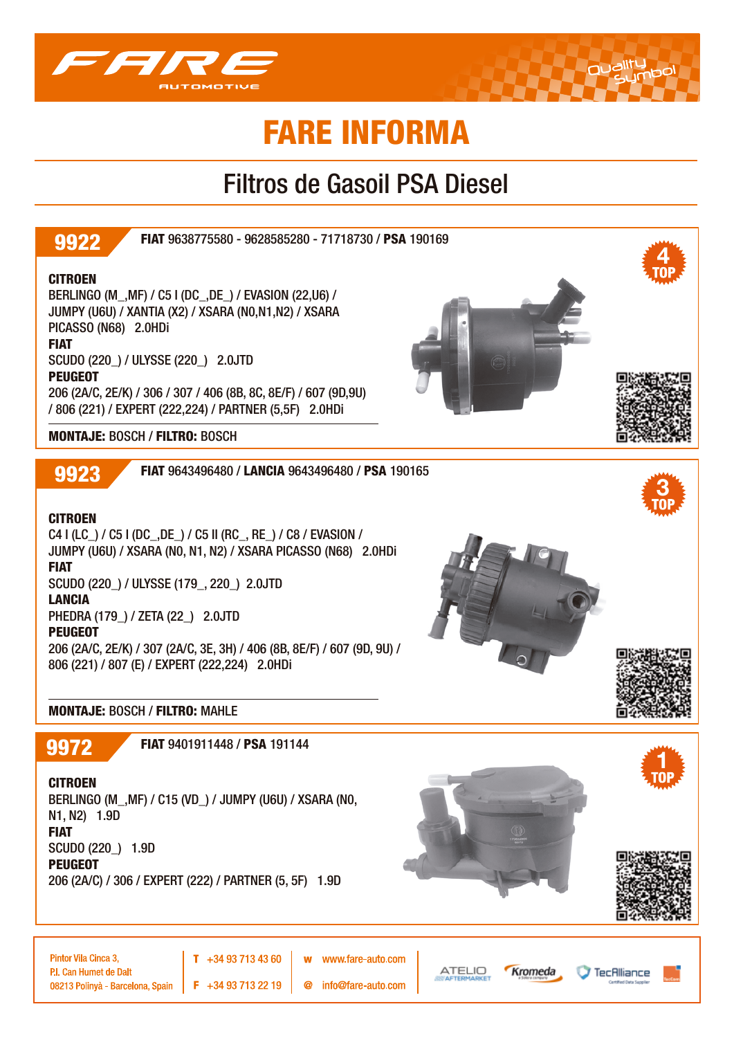# FARE INFORMA

## Filtros de Gasoil PSA Diesel

### 9922

**FIAT** 9638775580 - 9628585280 - 71718730 / **PSA** 190169

4 TOP

**CITROEN**
BERLINGO (M_,MF) / C5 I (DC_,DE_) / EVASION (22,U6) / JUMPY (U6U) / XANTIA (X2) / XSARA (N0,N1,N2) / XSARA PICASSO (N68) 2.0HDi

**FIAT**
SCUDO (220_) / ULYSSE (220_) 2.0JTD

**PEUGEOT**
206 (2A/C, 2E/K) / 306 / 307 / 406 (8B, 8C, 8E/F) / 607 (9D,9U) / 806 (221) / EXPERT (222,224) / PARTNER (5,5F) 2.0HDi

**MONTAJE:** BOSCH / **FILTRO:** BOSCH

### 9923

**FIAT** 9643496480 / **LANCIA** 9643496480 / **PSA** 190165

3 TOP

**CITROEN**
C4 I (LC_) / C5 I (DC_,DE_) / C5 II (RC_, RE_) / C8 / EVASION / JUMPY (U6U) / XSARA (N0, N1, N2) / XSARA PICASSO (N68) 2.0HDi

**FIAT**
SCUDO (220_) / ULYSSE (179_, 220_) 2.0JTD

**LANCIA**
PHEDRA (179_) / ZETA (22_) 2.0JTD

**PEUGEOT**
206 (2A/C, 2E/K) / 307 (2A/C, 3E, 3H) / 406 (8B, 8E/F) / 607 (9D, 9U) / 806 (221) / 807 (E) / EXPERT (222,224) 2.0HDi

**MONTAJE:** BOSCH / **FILTRO:** MAHLE

### 9972

**FIAT** 9401911448 / **PSA** 191144

1 TOP

**CITROEN**
BERLINGO (M_,MF) / C15 (VD_) / JUMPY (U6U) / XSARA (N0, N1, N2) 1.9D

**FIAT**
SCUDO (220_) 1.9D

**PEUGEOT**
206 (2A/C) / 306 / EXPERT (222) / PARTNER (5, 5F) 1.9D

Pintor Vila Cinca 3,
P.I. Can Humet de Dalt
08213 Polinyà - Barcelona, Spain

T +34 93 713 43 60
F +34 93 713 22 19

w www.fare-auto.com
@ info@fare-auto.com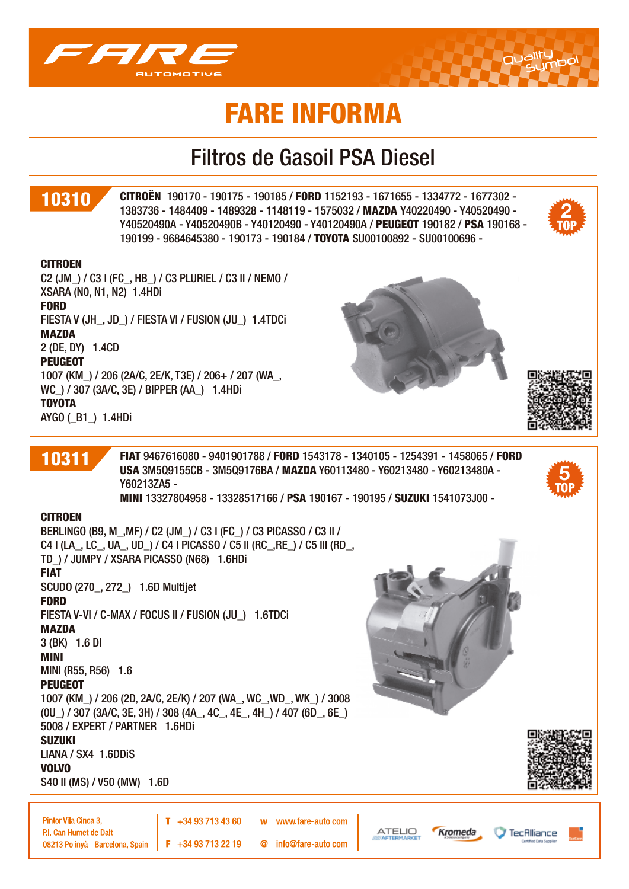# FARE INFORMA

## Filtros de Gasoil PSA Diesel

### 10310

**CITROËN** 190170 - 190175 - 190185 / **FORD** 1152193 - 1671655 - 1334772 - 1677302 - 1383736 - 1484409 - 1489328 - 1148119 - 1575032 / **MAZDA** Y40220490 - Y40520490 - Y40520490A - Y40520490B - Y40120490 - Y40120490A / **PEUGEOT** 190182 / **PSA** 190168 - 190199 - 9684645380 - 190173 - 190184 / **TOYOTA** SU00100892 - SU00100696 -

2 TOP

**CITROEN**
C2 (JM_) / C3 I (FC_, HB_) / C3 PLURIEL / C3 II / NEMO / XSARA (N0, N1, N2) 1.4HDi
**FORD**
FIESTA V (JH_, JD_) / FIESTA VI / FUSION (JU_) 1.4TDCi
**MAZDA**
2 (DE, DY) 1.4CD
**PEUGEOT**
1007 (KM_) / 206 (2A/C, 2E/K, T3E) / 206+ / 207 (WA_, WC_) / 307 (3A/C, 3E) / BIPPER (AA_) 1.4HDi
**TOYOTA**
AYGO (_B1_) 1.4HDi

### 10311

**FIAT** 9467616080 - 9401901788 / **FORD** 1543178 - 1340105 - 1254391 - 1458065 / **FORD USA** 3M5Q9155CB - 3M5Q9176BA / **MAZDA** Y60113480 - Y60213480 - Y60213480A - Y60213ZA5 -
**MINI** 13327804958 - 13328517166 / **PSA** 190167 - 190195 / **SUZUKI** 1541073J00 -

5 TOP

**CITROEN**
BERLINGO (B9, M_,MF) / C2 (JM_) / C3 I (FC_) / C3 PICASSO / C3 II / C4 I (LA_, LC_, UA_, UD_) / C4 I PICASSO / C5 II (RC_,RE_) / C5 III (RD_, TD_) / JUMPY / XSARA PICASSO (N68) 1.6HDi
**FIAT**
SCUDO (270_, 272_) 1.6D Multijet
**FORD**
FIESTA V-VI / C-MAX / FOCUS II / FUSION (JU_) 1.6TDCi
**MAZDA**
3 (BK) 1.6 DI
**MINI**
MINI (R55, R56) 1.6
**PEUGEOT**
1007 (KM_) / 206 (2D, 2A/C, 2E/K) / 207 (WA_, WC_,WD_, WK_) / 3008 (0U_) / 307 (3A/C, 3E, 3H) / 308 (4A_, 4C_, 4E_, 4H_) / 407 (6D_, 6E_) 5008 / EXPERT / PARTNER 1.6HDi
**SUZUKI**
LIANA / SX4 1.6DDiS
**VOLVO**
S40 II (MS) / V50 (MW) 1.6D

Pintor Vila Cinca 3,
P.I. Can Humet de Dalt
08213 Polinyà - Barcelona, Spain

T +34 93 713 43 60
F +34 93 713 22 19

w www.fare-auto.com
@ info@fare-auto.com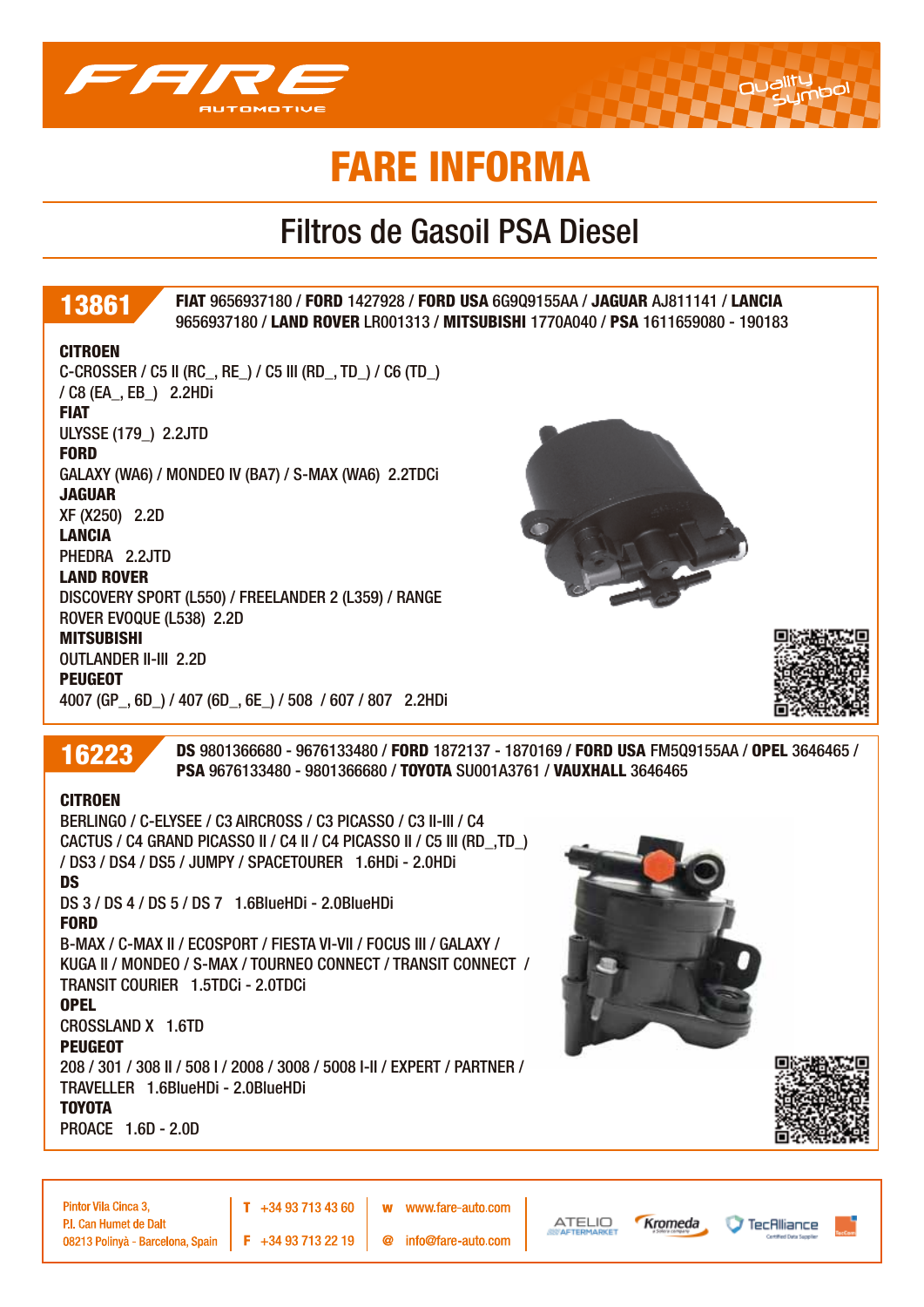# FARE INFORMA

## Filtros de Gasoil PSA Diesel

### 13861

**FIAT** 9656937180 / **FORD** 1427928 / **FORD USA** 6G9Q9155AA / **JAGUAR** AJ811141 / **LANCIA** 9656937180 / **LAND ROVER** LR001313 / **MITSUBISHI** 1770A040 / **PSA** 1611659080 - 190183

**CITROEN**
C-CROSSER / C5 II (RC_, RE_) / C5 III (RD_, TD_) / C6 (TD_) / C8 (EA_, EB_) 2.2HDi

**FIAT**
ULYSSE (179_) 2.2JTD

**FORD**
GALAXY (WA6) / MONDEO IV (BA7) / S-MAX (WA6) 2.2TDCi

**JAGUAR**
XF (X250) 2.2D

**LANCIA**
PHEDRA 2.2JTD

**LAND ROVER**
DISCOVERY SPORT (L550) / FREELANDER 2 (L359) / RANGE ROVER EVOQUE (L538) 2.2D

**MITSUBISHI**
OUTLANDER II-III 2.2D

**PEUGEOT**
4007 (GP_, 6D_) / 407 (6D_, 6E_) / 508 / 607 / 807 2.2HDi

### 16223

**DS** 9801366680 - 9676133480 / **FORD** 1872137 - 1870169 / **FORD USA** FM5Q9155AA / **OPEL** 3646465 / **PSA** 9676133480 - 9801366680 / **TOYOTA** SU001A3761 / **VAUXHALL** 3646465

**CITROEN**
BERLINGO / C-ELYSEE / C3 AIRCROSS / C3 PICASSO / C3 II-III / C4 CACTUS / C4 GRAND PICASSO II / C4 II / C4 PICASSO II / C5 III (RD_,TD_) / DS3 / DS4 / DS5 / JUMPY / SPACETOURER 1.6HDi - 2.0HDi

**DS**
DS 3 / DS 4 / DS 5 / DS 7 1.6BlueHDi - 2.0BlueHDi

**FORD**
B-MAX / C-MAX II / ECOSPORT / FIESTA VI-VII / FOCUS III / GALAXY / KUGA II / MONDEO / S-MAX / TOURNEO CONNECT / TRANSIT CONNECT / TRANSIT COURIER 1.5TDCi - 2.0TDCi

**OPEL**
CROSSLAND X 1.6TD

**PEUGEOT**
208 / 301 / 308 II / 508 I / 2008 / 3008 / 5008 I-II / EXPERT / PARTNER / TRAVELLER 1.6BlueHDi - 2.0BlueHDi

**TOYOTA**
PROACE 1.6D - 2.0D

Pintor Vila Cinca 3,
P.I. Can Humet de Dalt
08213 Polinyà - Barcelona, Spain

T +34 93 713 43 60
F +34 93 713 22 19

w www.fare-auto.com
@ info@fare-auto.com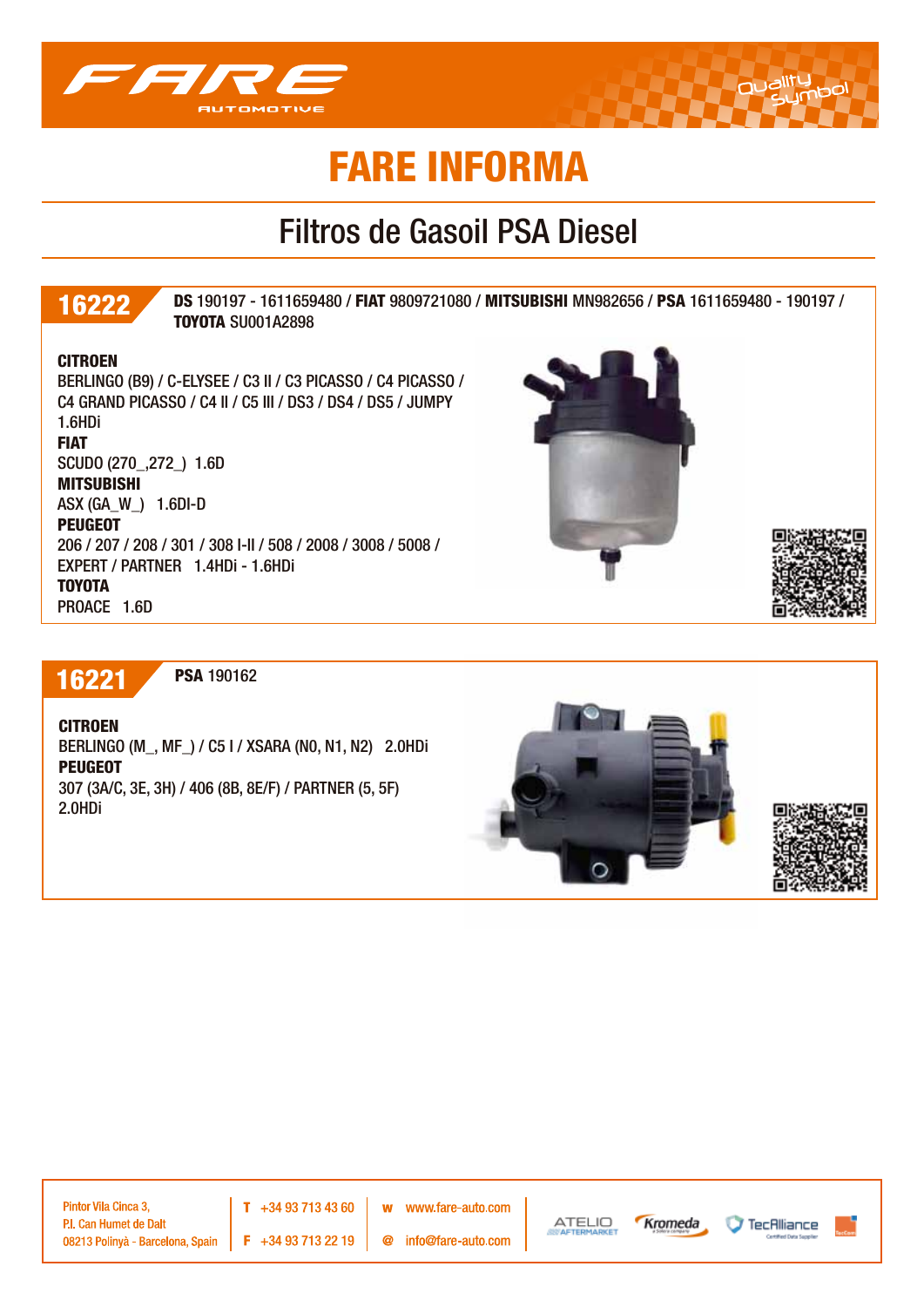# FARE INFORMA

## Filtros de Gasoil PSA Diesel

### 16222

**DS** 190197 - 1611659480 / **FIAT** 9809721080 / **MITSUBISHI** MN982656 / **PSA** 1611659480 - 190197 / **TOYOTA** SU001A2898

**CITROEN**
BERLINGO (B9) / C-ELYSEE / C3 II / C3 PICASSO / C4 PICASSO / C4 GRAND PICASSO / C4 II / C5 III / DS3 / DS4 / DS5 / JUMPY
1.6HDi

**FIAT**
SCUDO (270_,272_) 1.6D

**MITSUBISHI**
ASX (GA_W_) 1.6DI-D

**PEUGEOT**
206 / 207 / 208 / 301 / 308 I-II / 508 / 2008 / 3008 / 5008 / EXPERT / PARTNER 1.4HDi - 1.6HDi

**TOYOTA**
PROACE 1.6D

### 16221

**PSA** 190162

**CITROEN**
BERLINGO (M_, MF_) / C5 I / XSARA (N0, N1, N2) 2.0HDi

**PEUGEOT**
307 (3A/C, 3E, 3H) / 406 (8B, 8E/F) / PARTNER (5, 5F)
2.0HDi

Pintor Vila Cinca 3,
P.I. Can Humet de Dalt
08213 Polinyà - Barcelona, Spain

T +34 93 713 43 60
F +34 93 713 22 19

w www.fare-auto.com
@ info@fare-auto.com